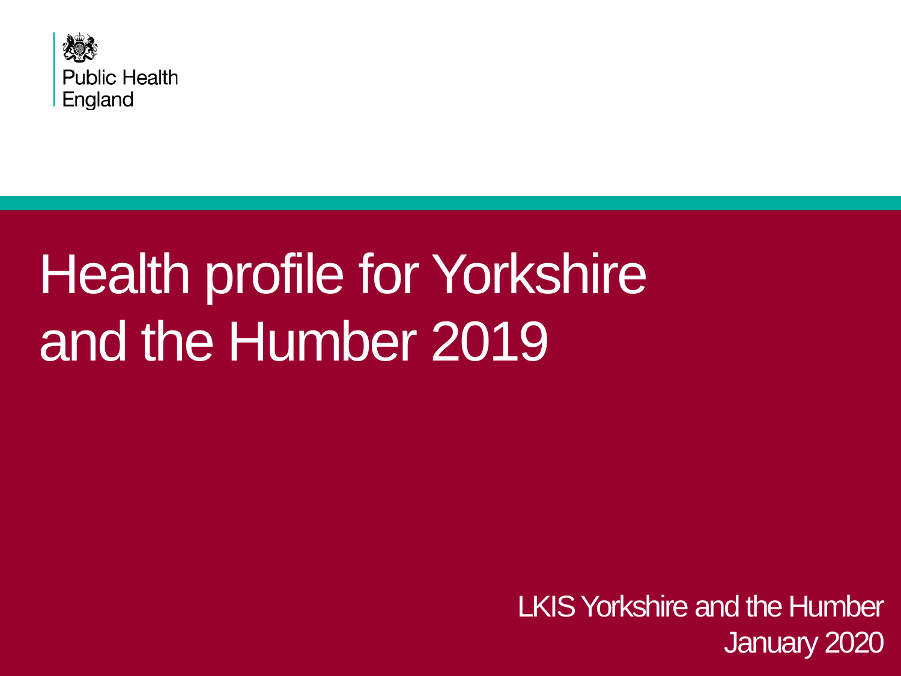Public Health England

# Health profile for Yorkshire and the Humber 2019

LKIS Yorkshire and the Humber
January 2020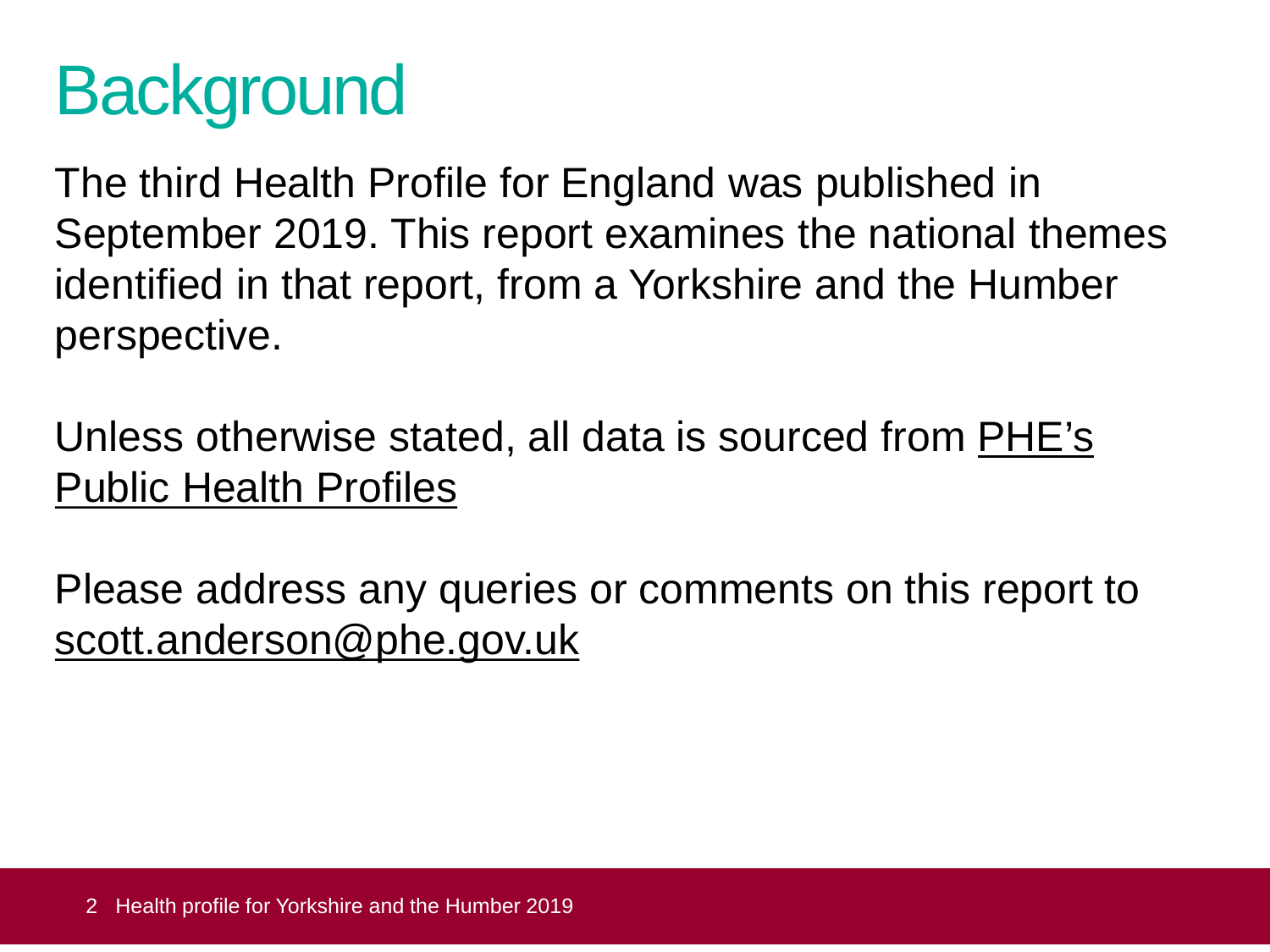# Background

The third Health Profile for England was published in September 2019. This report examines the national themes identified in that report, from a Yorkshire and the Humber perspective.

Unless otherwise stated, all data is sourced from PHE's Public Health Profiles

Please address any queries or comments on this report to scott.anderson@phe.gov.uk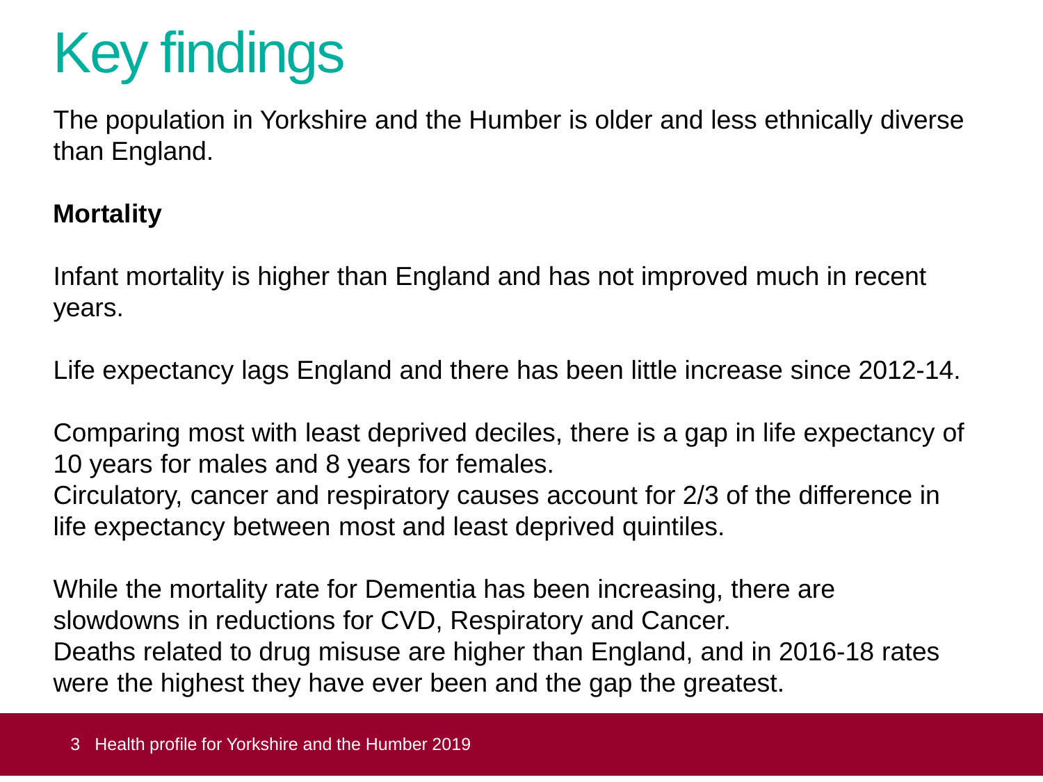# Key findings

The population in Yorkshire and the Humber is older and less ethnically diverse than England.

**Mortality**

Infant mortality is higher than England and has not improved much in recent years.

Life expectancy lags England and there has been little increase since 2012-14.

Comparing most with least deprived deciles, there is a gap in life expectancy of 10 years for males and 8 years for females.
Circulatory, cancer and respiratory causes account for 2/3 of the difference in life expectancy between most and least deprived quintiles.

While the mortality rate for Dementia has been increasing, there are slowdowns in reductions for CVD, Respiratory and Cancer.
Deaths related to drug misuse are higher than England, and in 2016-18 rates were the highest they have ever been and the gap the greatest.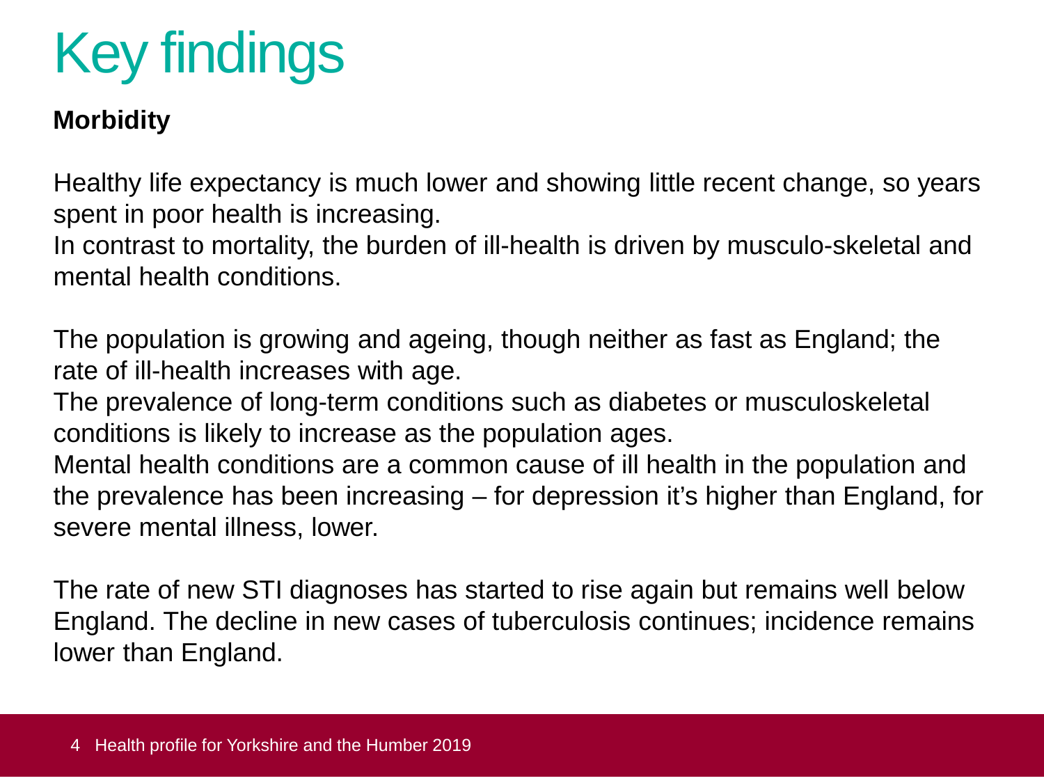# Key findings

**Morbidity**

Healthy life expectancy is much lower and showing little recent change, so years spent in poor health is increasing.
In contrast to mortality, the burden of ill-health is driven by musculo-skeletal and mental health conditions.

The population is growing and ageing, though neither as fast as England; the rate of ill-health increases with age.
The prevalence of long-term conditions such as diabetes or musculoskeletal conditions is likely to increase as the population ages.
Mental health conditions are a common cause of ill health in the population and the prevalence has been increasing – for depression it's higher than England, for severe mental illness, lower.

The rate of new STI diagnoses has started to rise again but remains well below England. The decline in new cases of tuberculosis continues; incidence remains lower than England.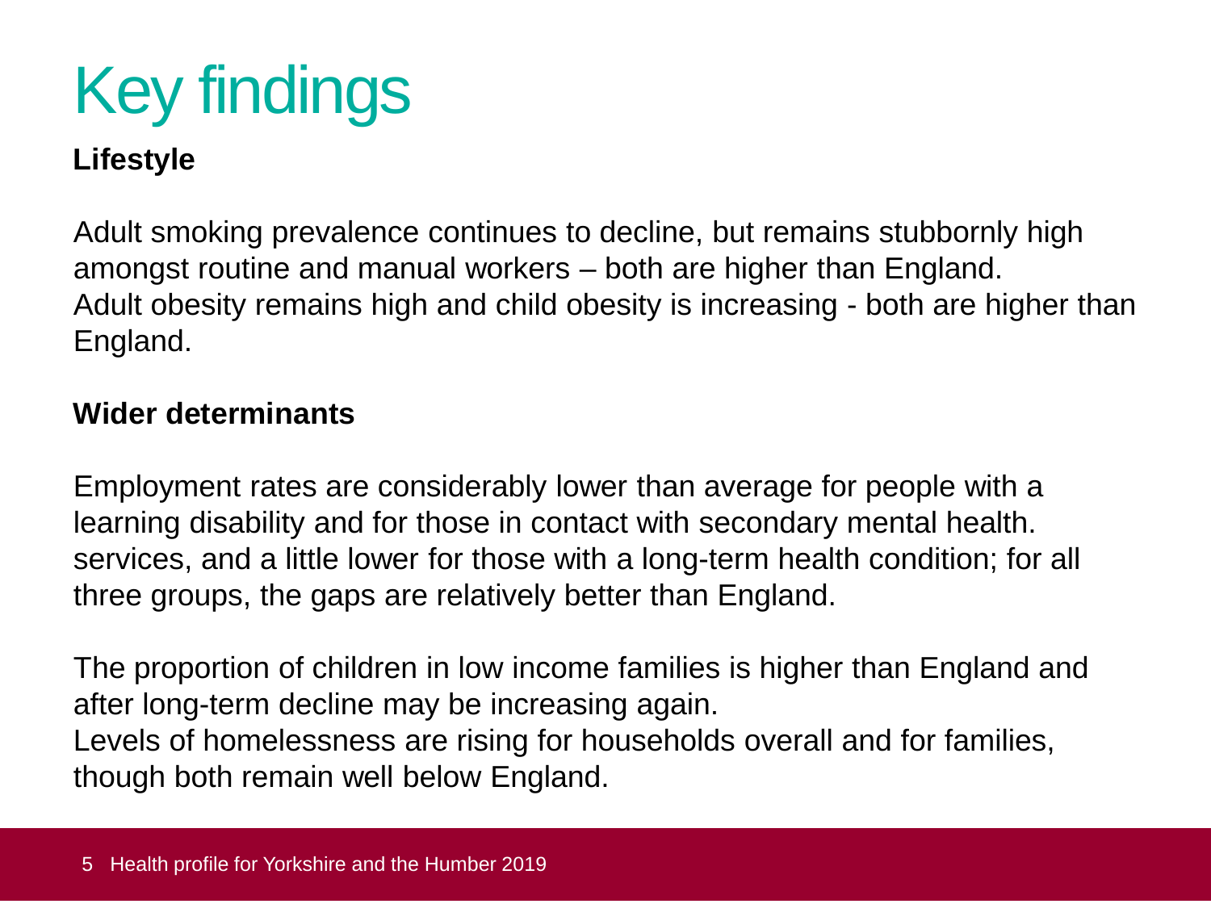# Key findings

**Lifestyle**

Adult smoking prevalence continues to decline, but remains stubbornly high amongst routine and manual workers – both are higher than England.
Adult obesity remains high and child obesity is increasing - both are higher than England.

**Wider determinants**

Employment rates are considerably lower than average for people with a learning disability and for those in contact with secondary mental health. services, and a little lower for those with a long-term health condition; for all three groups, the gaps are relatively better than England.

The proportion of children in low income families is higher than England and after long-term decline may be increasing again.
Levels of homelessness are rising for households overall and for families, though both remain well below England.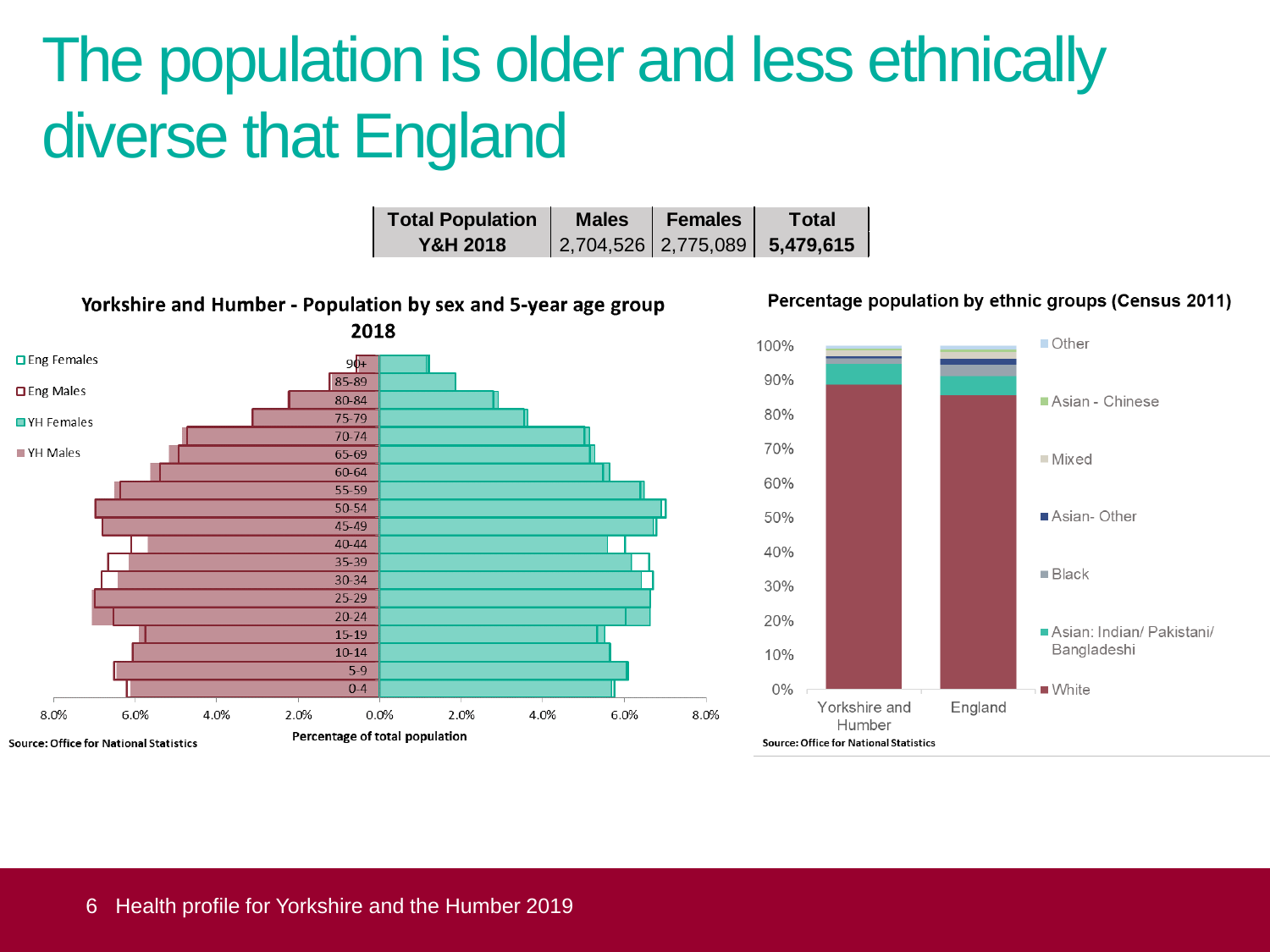# The population is older and less ethnically diverse that England

| Total Population Y&H 2018 | Males | Females | Total |
|---|---|---|---|
| | 2,704,526 | 2,775,089 | 5,479,615 |

**Yorkshire and Humber - Population by sex and 5-year age group 2018**

Eng Females, Eng Males, YH Females, YH Males

Age groups: 90+, 85-89, 80-84, 75-79, 70-74, 65-69, 60-64, 55-59, 50-54, 45-49, 40-44, 35-39, 30-34, 25-29, 20-24, 15-19, 10-14, 5-9, 0-4

Percentage of total population: 8.0% 6.0% 4.0% 2.0% 0.0% 2.0% 4.0% 6.0% 8.0%

Source: Office for National Statistics

**Percentage population by ethnic groups (Census 2011)**

Categories: Yorkshire and Humber, England

Legend: Other, Asian - Chinese, Mixed, Asian- Other, Black, Asian: Indian/ Pakistani/ Bangladeshi, White

Source: Office for National Statistics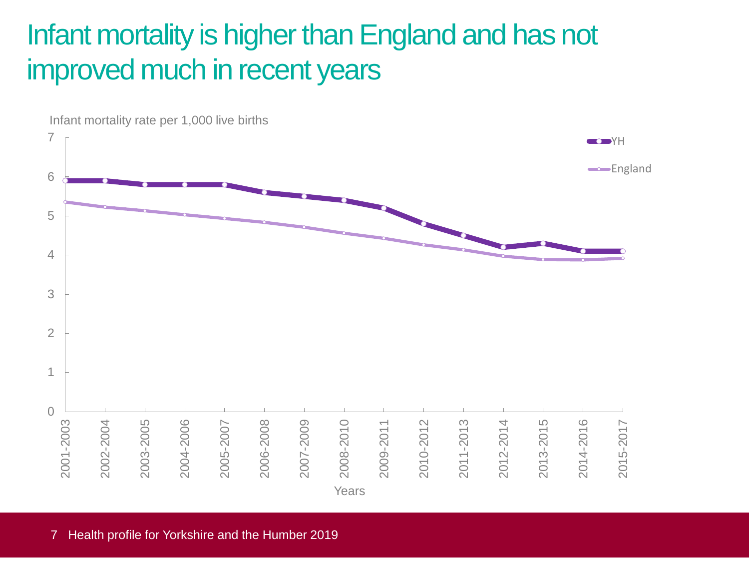# Infant mortality is higher than England and has not improved much in recent years

Infant mortality rate per 1,000 live births

| Years | YH | England |
|---|---|---|
| 2001-2003 | 5.9 | |
| 2002-2004 | 5.9 | |
| 2003-2005 | 5.8 | |
| 2004-2006 | 5.8 | |
| 2005-2007 | 5.8 | |
| 2006-2008 | 5.6 | |
| 2007-2009 | 5.5 | |
| 2008-2010 | 5.4 | |
| 2009-2011 | 5.2 | |
| 2010-2012 | 4.8 | |
| 2011-2013 | 4.5 | |
| 2012-2014 | 4.2 | |
| 2013-2015 | 4.3 | |
| 2014-2016 | 4.1 | |
| 2015-2017 | 4.1 | |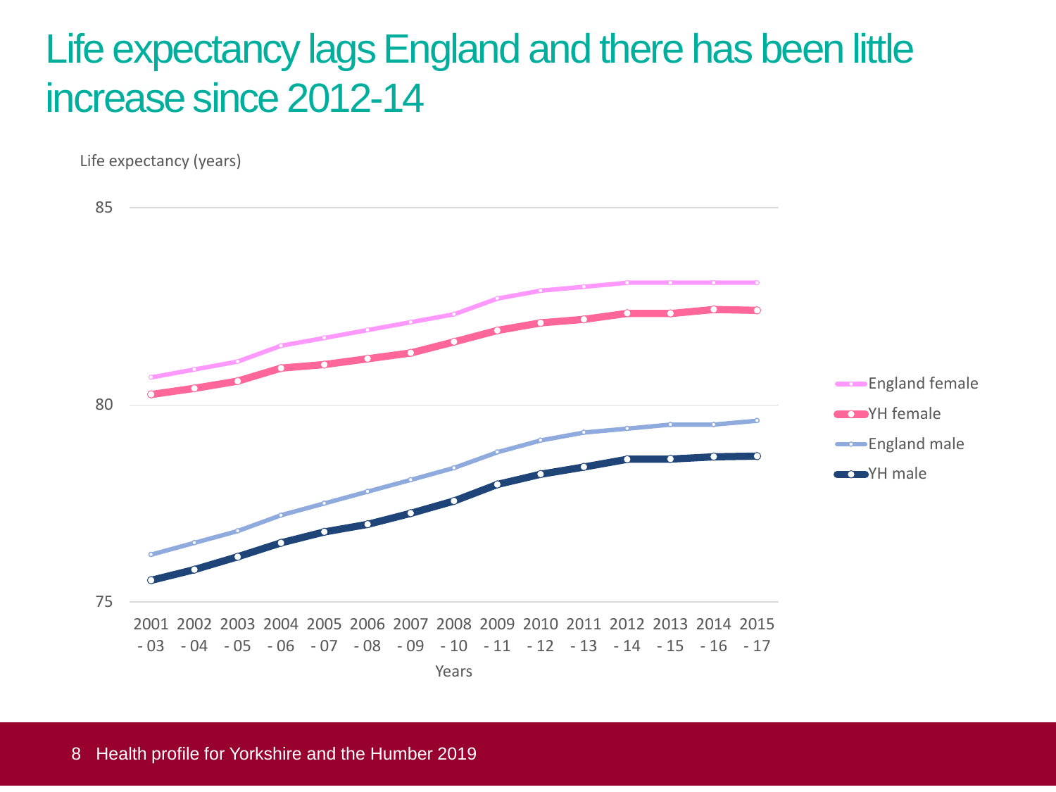# Life expectancy lags England and there has been little increase since 2012-14

Life expectancy (years)

85

80

75

2001 - 03, 2002 - 04, 2003 - 05, 2004 - 06, 2005 - 07, 2006 - 08, 2007 - 09, 2008 - 10, 2009 - 11, 2010 - 12, 2011 - 13, 2012 - 14, 2013 - 15, 2014 - 16, 2015 - 17

Years

England female
YH female
England male
YH male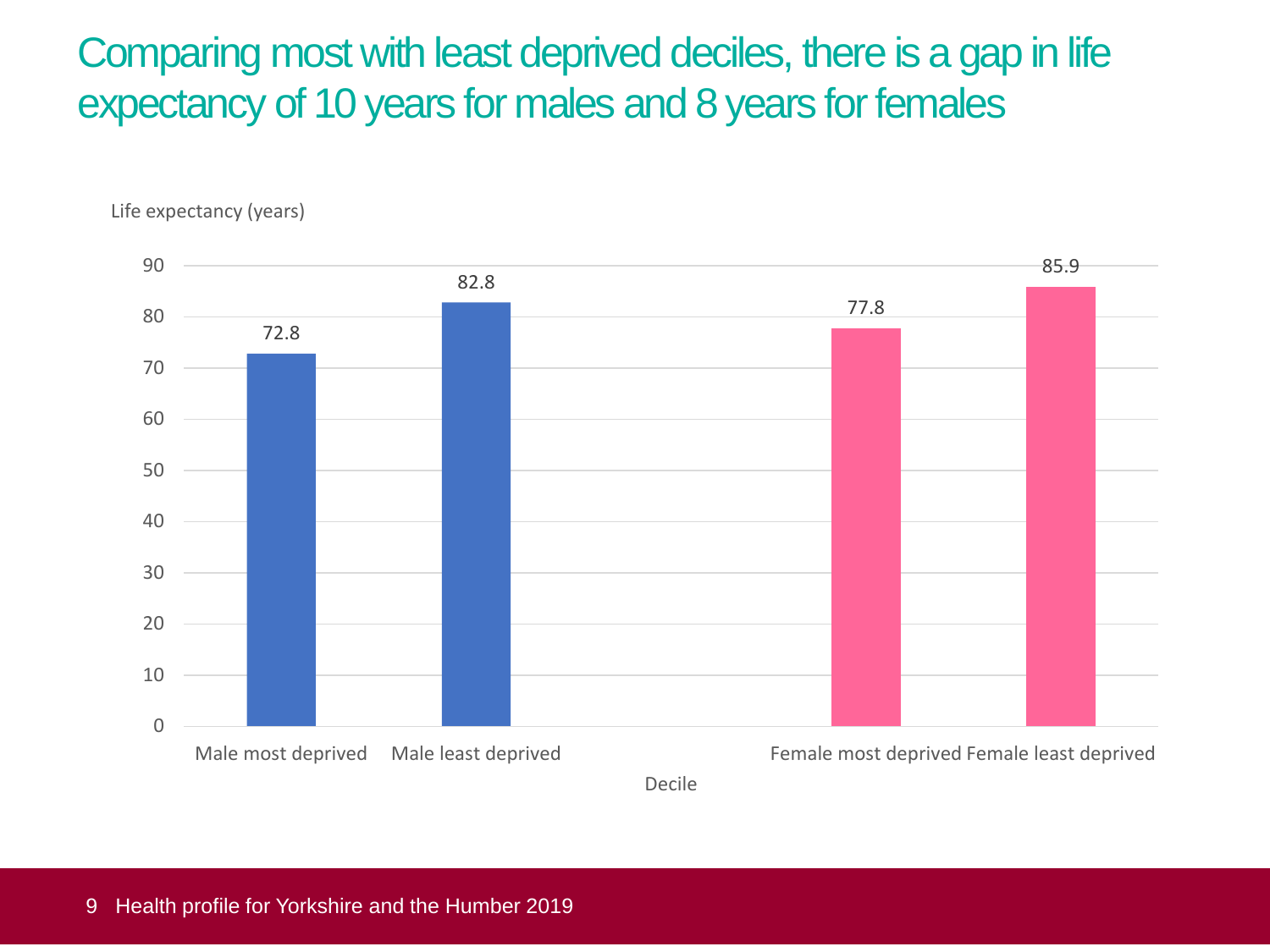# Comparing most with least deprived deciles, there is a gap in life expectancy of 10 years for males and 8 years for females

Life expectancy (years)

| Decile | Life expectancy (years) |
| --- | --- |
| Male most deprived | 72.8 |
| Male least deprived | 82.8 |
| Female most deprived | 77.8 |
| Female least deprived | 85.9 |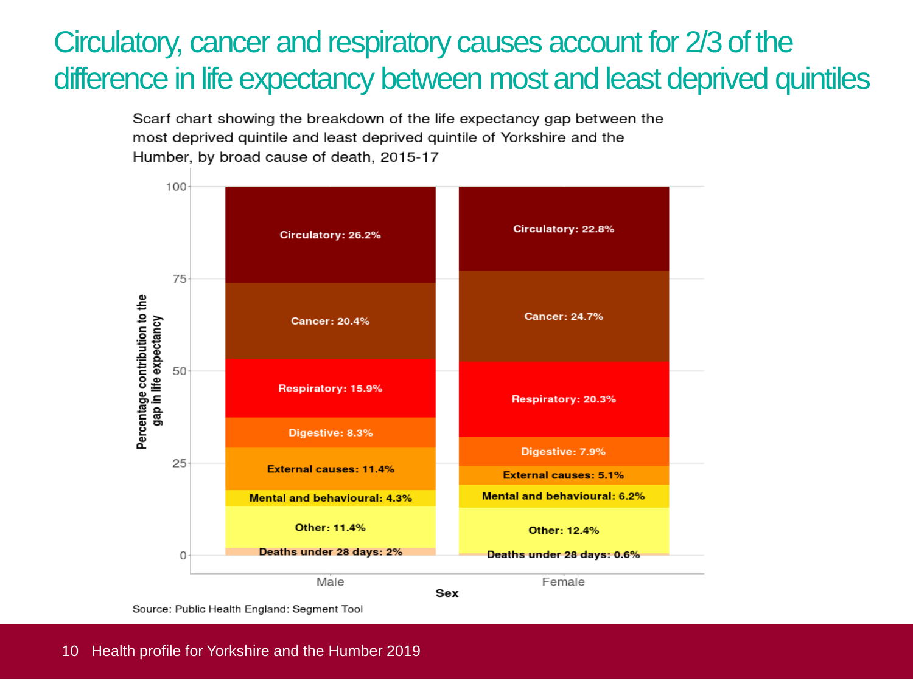# Circulatory, cancer and respiratory causes account for 2/3 of the difference in life expectancy between most and least deprived quintiles

Scarf chart showing the breakdown of the life expectancy gap between the most deprived quintile and least deprived quintile of Yorkshire and the Humber, by broad cause of death, 2015-17

| Cause of death | Male | Female |
| --- | --- | --- |
| Circulatory | 26.2% | 22.8% |
| Cancer | 20.4% | 24.7% |
| Respiratory | 15.9% | 20.3% |
| Digestive | 8.3% | 7.9% |
| External causes | 11.4% | 5.1% |
| Mental and behavioural | 4.3% | 6.2% |
| Other | 11.4% | 12.4% |
| Deaths under 28 days | 2% | 0.6% |

Source: Public Health England: Segment Tool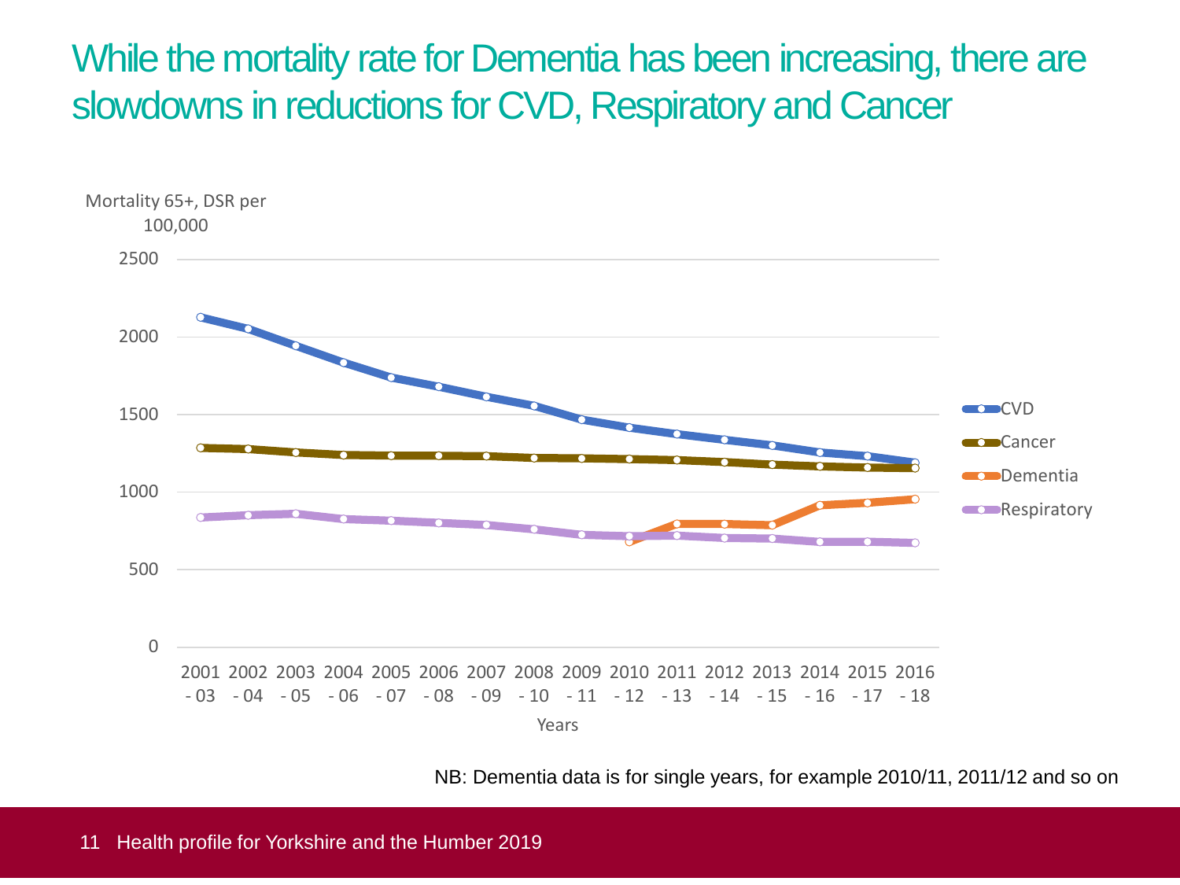# While the mortality rate for Dementia has been increasing, there are slowdowns in reductions for CVD, Respiratory and Cancer

Mortality 65+, DSR per 100,000

2500

2000

1500

1000

500

0

2001 - 03 | 2002 - 04 | 2003 - 05 | 2004 - 06 | 2005 - 07 | 2006 - 08 | 2007 - 09 | 2008 - 10 | 2009 - 11 | 2010 - 12 | 2011 - 13 | 2012 - 14 | 2013 - 15 | 2014 - 16 | 2015 - 17 | 2016 - 18

Years

CVD
Cancer
Dementia
Respiratory

NB: Dementia data is for single years, for example 2010/11, 2011/12 and so on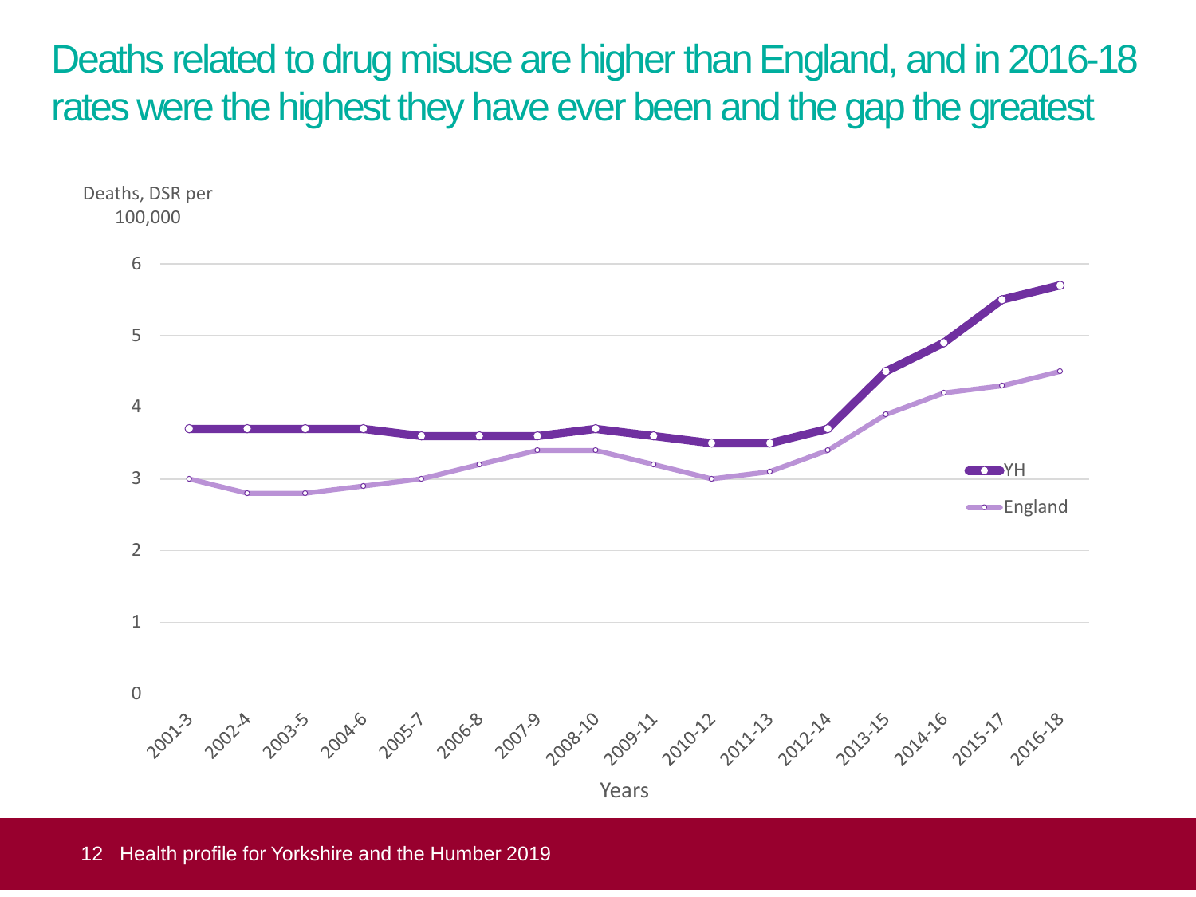# Deaths related to drug misuse are higher than England, and in 2016-18 rates were the highest they have ever been and the gap the greatest

Deaths, DSR per 100,000

| Years | YH | England |
| --- | --- | --- |
| 2001-3 | 3.7 | 3.0 |
| 2002-4 | 3.7 | 2.8 |
| 2003-5 | 3.7 | 2.8 |
| 2004-6 | 3.7 | 2.9 |
| 2005-7 | 3.6 | 3.0 |
| 2006-8 | 3.6 | 3.2 |
| 2007-9 | 3.6 | 3.4 |
| 2008-10 | 3.7 | 3.4 |
| 2009-11 | 3.6 | 3.2 |
| 2010-12 | 3.5 | 3.0 |
| 2011-13 | 3.5 | 3.1 |
| 2012-14 | 3.7 | 3.4 |
| 2013-15 | 4.5 | 3.9 |
| 2014-16 | 4.9 | 4.2 |
| 2015-17 | 5.5 | 4.3 |
| 2016-18 | 5.7 | 4.5 |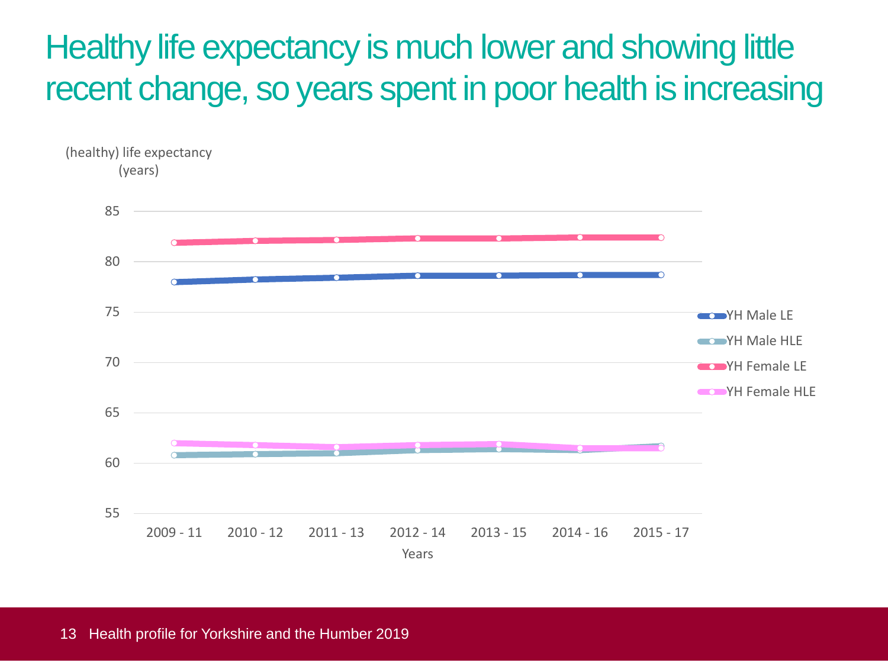# Healthy life expectancy is much lower and showing little recent change, so years spent in poor health is increasing

(healthy) life expectancy (years)

85
80
75
70
65
60
55

2009 - 11 | 2010 - 12 | 2011 - 13 | 2012 - 14 | 2013 - 15 | 2014 - 16 | 2015 - 17

Years

YH Male LE
YH Male HLE
YH Female LE
YH Female HLE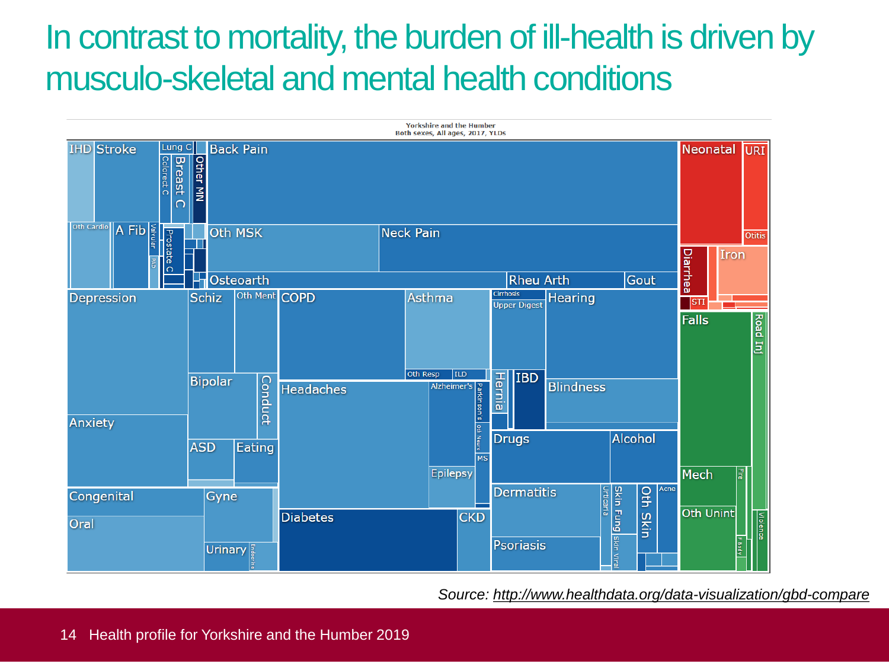# In contrast to mortality, the burden of ill-health is driven by musculo-skeletal and mental health conditions

Yorkshire and the Humber
Both sexes, All ages, 2017, YLDs

IHD, Stroke, Lung C, Colorect C, Breast C, Other MN, Oth Cardio, A Fib, Valvular, PAD, Prostate C, Back Pain, Oth MSK, Neck Pain, Osteoarth, Rheu Arth, Gout, Neonatal, URI, Otitis, Diarrhea, Iron, STI, Depression, Schiz, Oth Ment, COPD, Asthma, Cirrhosis, Upper Digest, Hearing, Oth Resp, ILD, Hernia, IBD, Blindness, Bipolar, Conduct, Headaches, Alzheimer's, Parkinson's, Oth Neuro, MS, Epilepsy, Anxiety, ASD, Eating, Drugs, Alcohol, Falls, Road Inj, Mech, Fire, Oth Unint, F Body, Violence, Congenital, Gyne, Oral, Urinary, Endocrine, Diabetes, CKD, Dermatitis, Urticaria, Skin Fung, Oth Skin, Acne, Psoriasis, Skin Viral

Source: http://www.healthdata.org/data-visualization/gbd-compare

Health profile for Yorkshire and the Humber 2019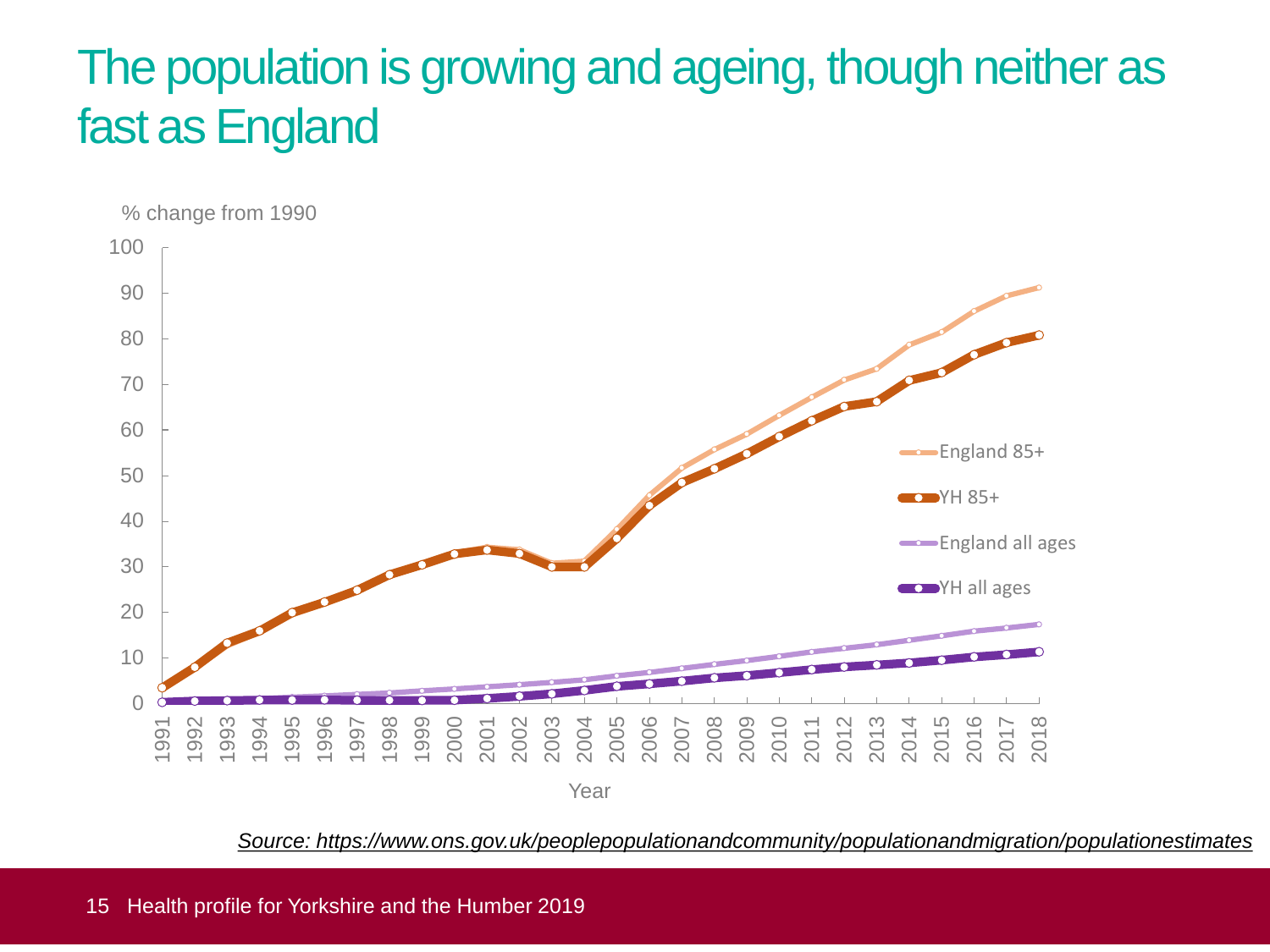# The population is growing and ageing, though neither as fast as England

% change from 1990

Year

England 85+

YH 85+

England all ages

YH all ages

*Source: https://www.ons.gov.uk/peoplepopulationandcommunity/populationandmigration/populationestimates*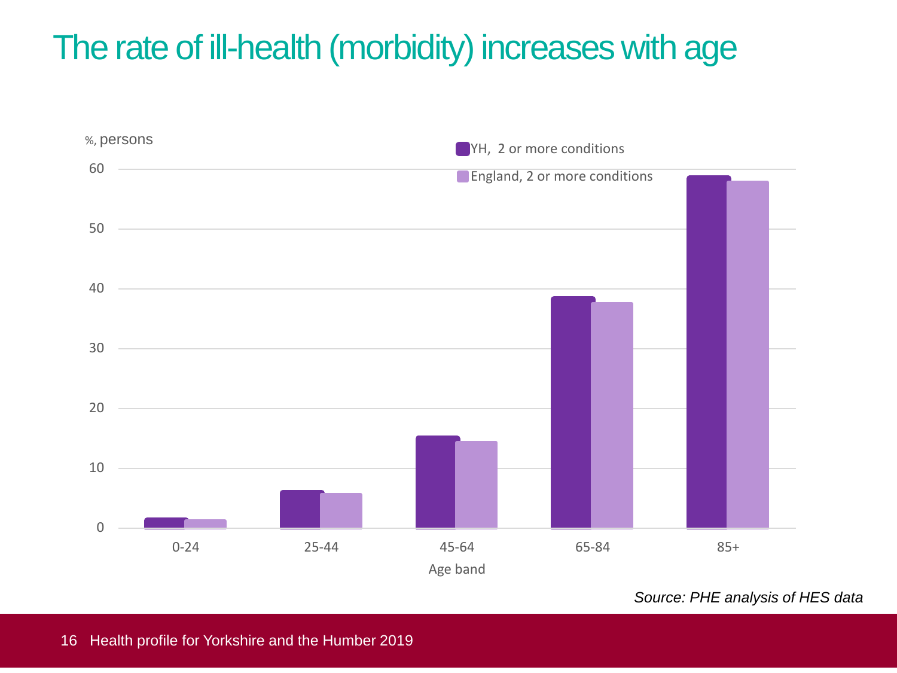# The rate of ill-health (morbidity) increases with age

%, persons

- YH, 2 or more conditions
- England, 2 or more conditions

Age band: 0-24, 25-44, 45-64, 65-84, 85+

*Source: PHE analysis of HES data*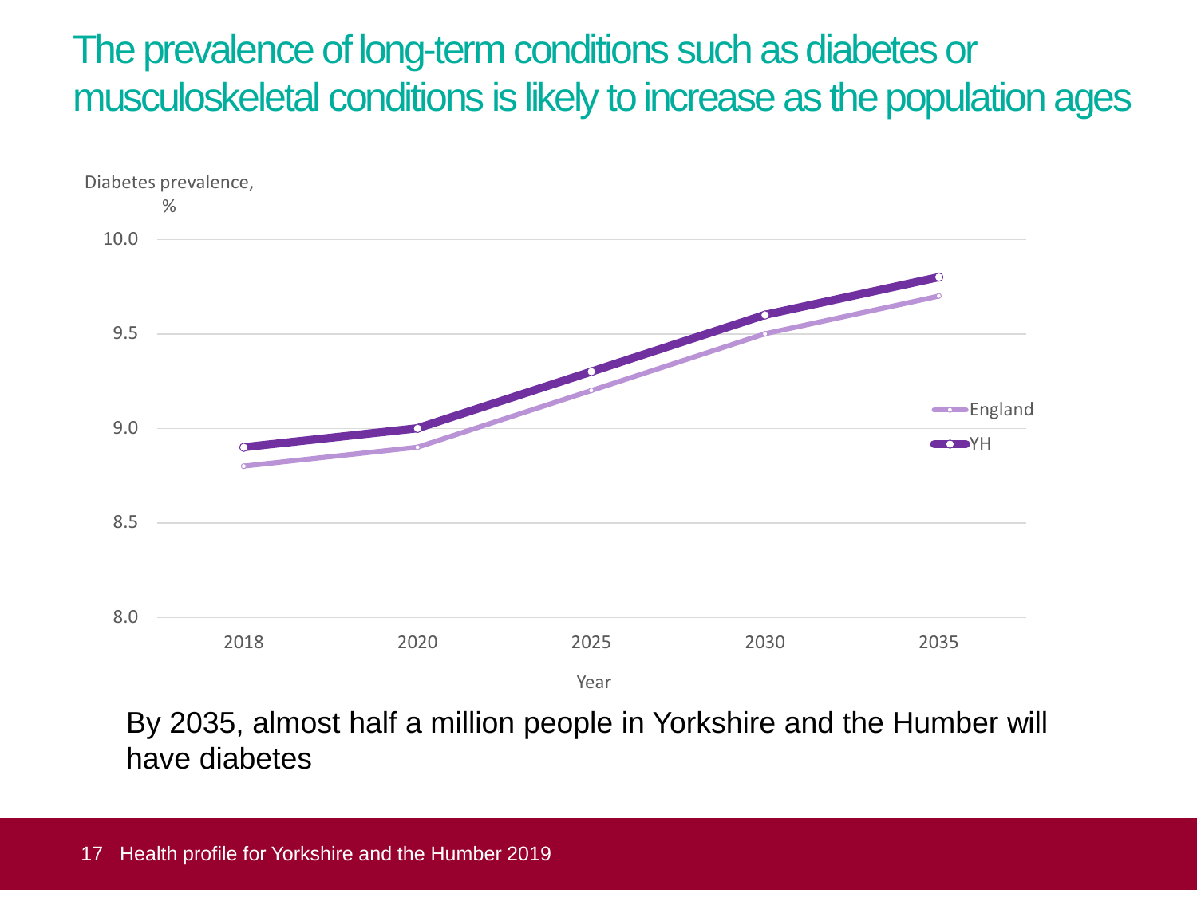# The prevalence of long-term conditions such as diabetes or musculoskeletal conditions is likely to increase as the population ages

Diabetes prevalence, %

| Year | England | YH |
| --- | --- | --- |
| 2018 | 8.8 | 8.9 |
| 2020 | 8.9 | 9.0 |
| 2025 | 9.2 | 9.3 |
| 2030 | 9.5 | 9.6 |
| 2035 | 9.7 | 9.8 |

By 2035, almost half a million people in Yorkshire and the Humber will have diabetes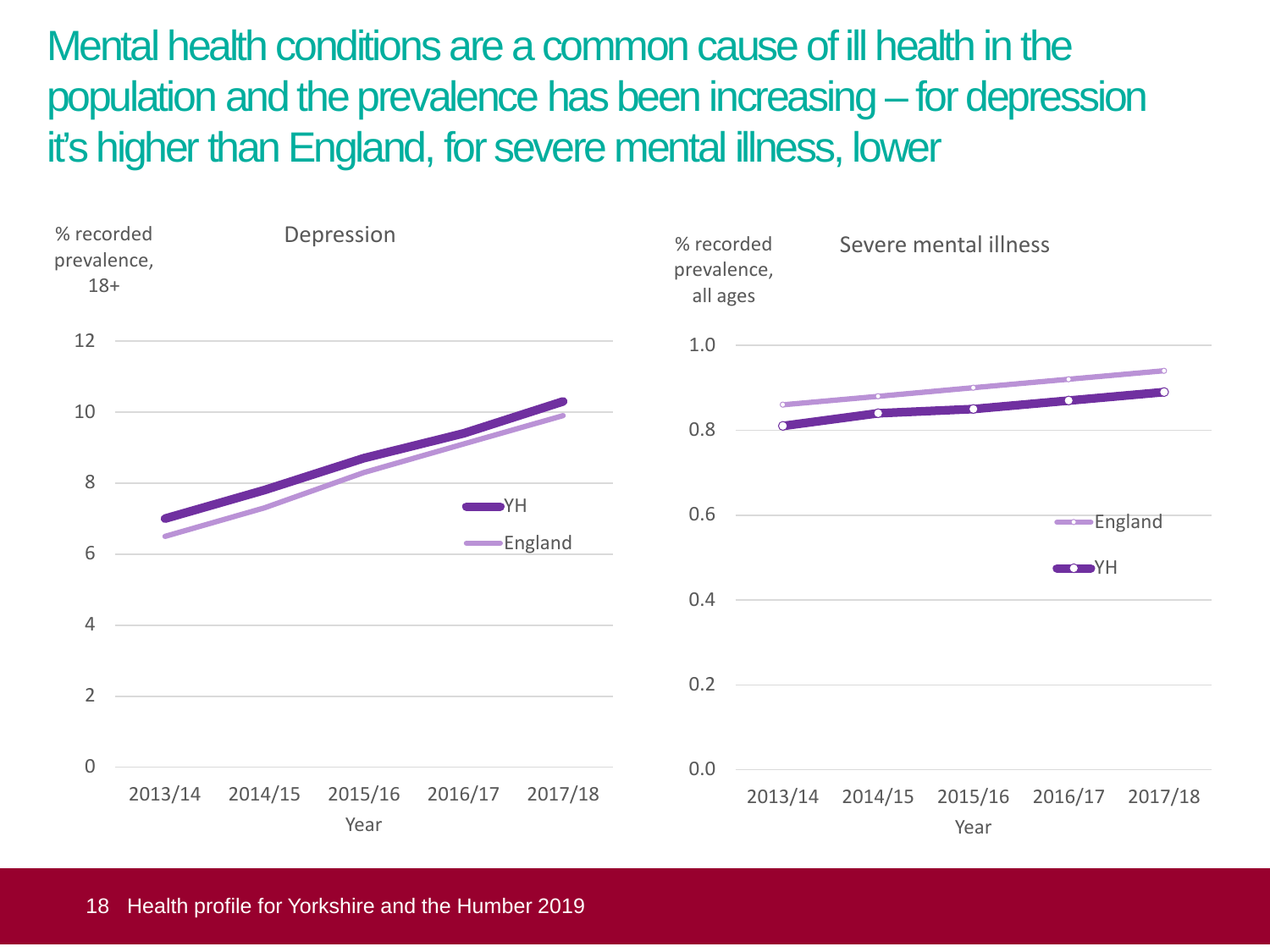# Mental health conditions are a common cause of ill health in the population and the prevalence has been increasing – for depression it's higher than England, for severe mental illness, lower

**Depression**

% recorded prevalence, 18+

Year: 2013/14, 2014/15, 2015/16, 2016/17, 2017/18

Legend: YH, England

**Severe mental illness**

% recorded prevalence, all ages

Year: 2013/14, 2014/15, 2015/16, 2016/17, 2017/18

Legend: England, YH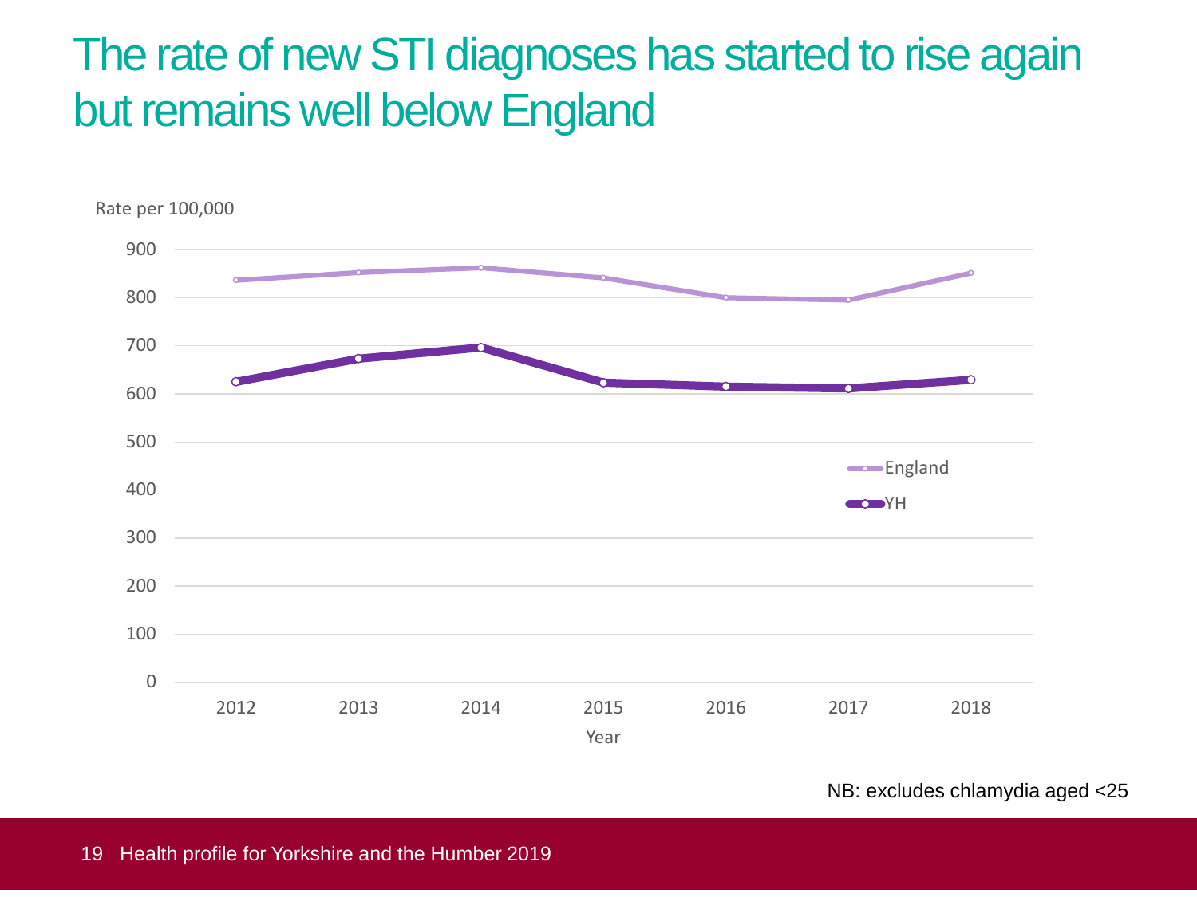# The rate of new STI diagnoses has started to rise again but remains well below England

Rate per 100,000

| Year | England | YH |
|---|---|---|
| 2012 | ~835 | ~625 |
| 2013 | ~852 | ~675 |
| 2014 | ~862 | ~697 |
| 2015 | ~841 | ~623 |
| 2016 | ~800 | ~615 |
| 2017 | ~795 | ~612 |
| 2018 | ~851 | ~630 |

NB: excludes chlamydia aged <25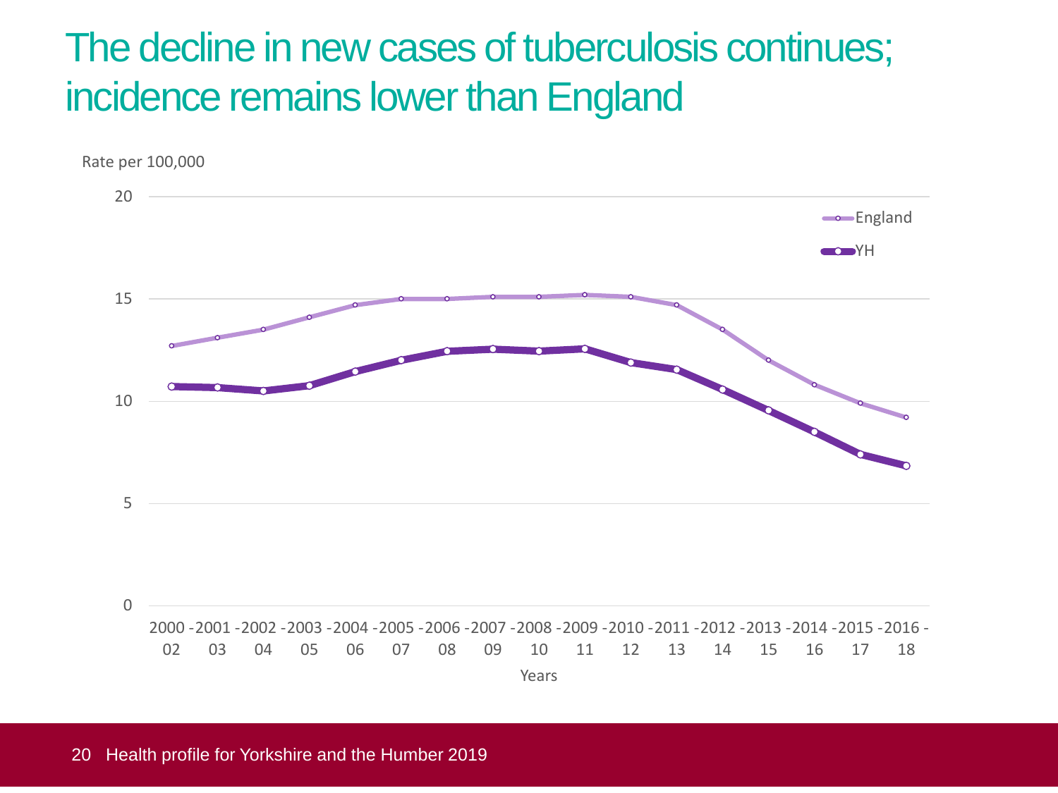# The decline in new cases of tuberculosis continues; incidence remains lower than England

Rate per 100,000

| Years | England | YH |
|---|---|---|
| 2000 - 02 | | |
| 2001 - 03 | | |
| 2002 - 04 | | |
| 2003 - 05 | | |
| 2004 - 06 | | |
| 2005 - 07 | | |
| 2006 - 08 | | |
| 2007 - 09 | | |
| 2008 - 10 | | |
| 2009 - 11 | | |
| 2010 - 12 | | |
| 2011 - 13 | | |
| 2012 - 14 | | |
| 2013 - 15 | | |
| 2014 - 16 | | |
| 2015 - 17 | | |
| 2016 - 18 | | |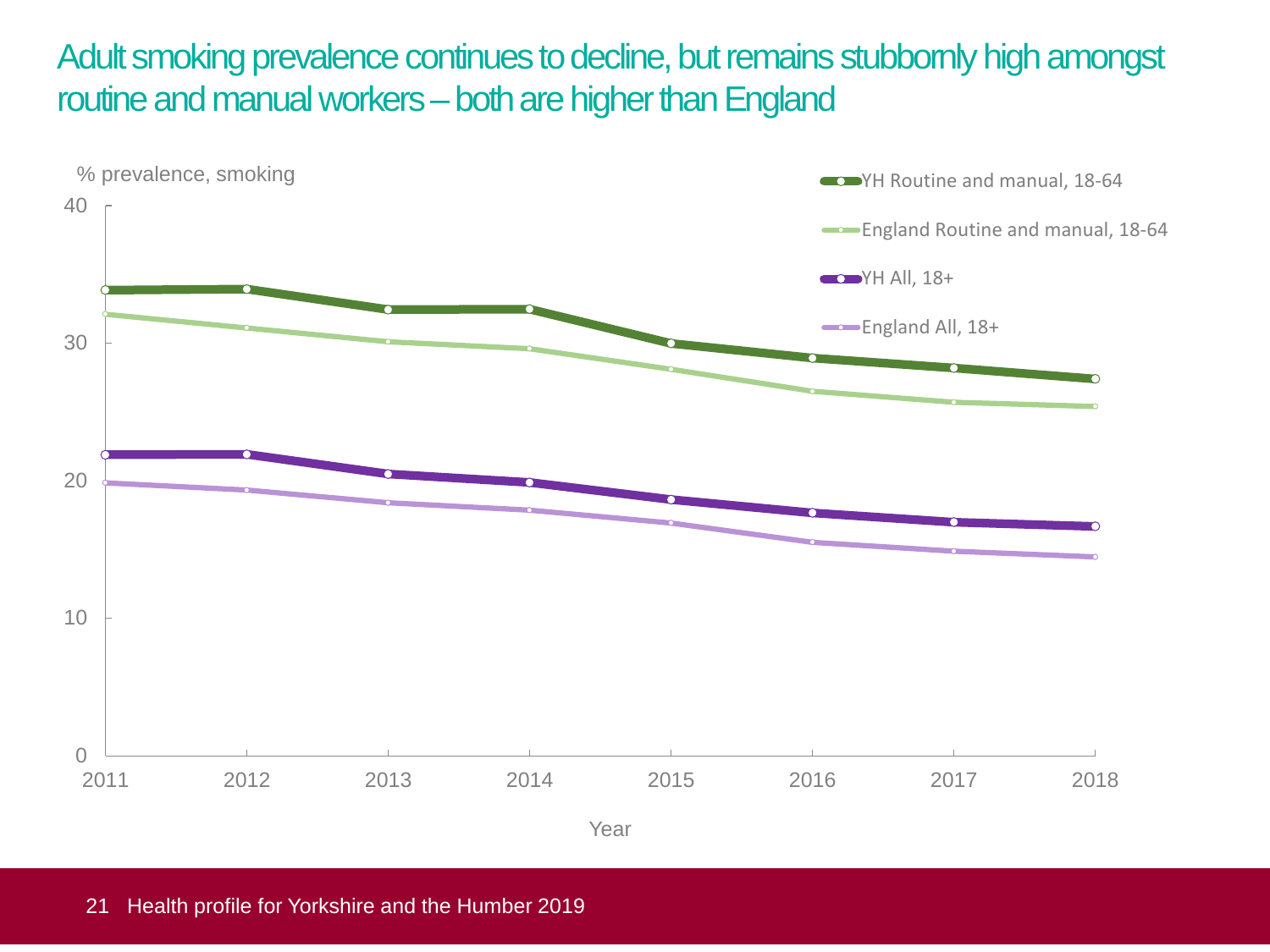# Adult smoking prevalence continues to decline, but remains stubbornly high amongst routine and manual workers – both are higher than England

% prevalence, smoking

- YH Routine and manual, 18-64
- England Routine and manual, 18-64
- YH All, 18+
- England All, 18+

Year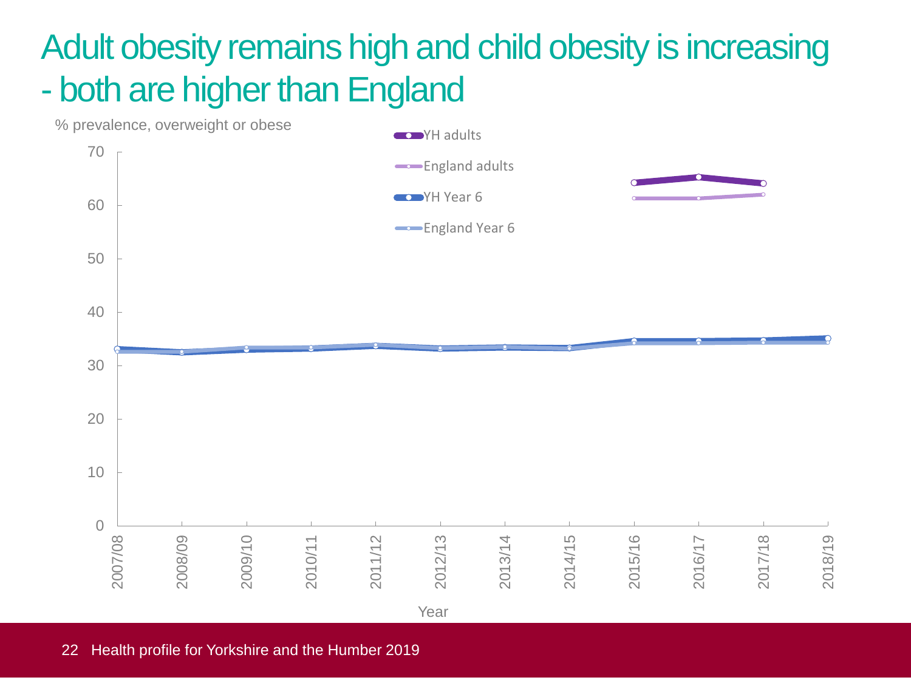# Adult obesity remains high and child obesity is increasing - both are higher than England

% prevalence, overweight or obese

YH adults

England adults

YH Year 6

England Year 6

70

60

50

40

30

20

10

0

2007/08 2008/09 2009/10 2010/11 2011/12 2012/13 2013/14 2014/15 2015/16 2016/17 2017/18 2018/19

Year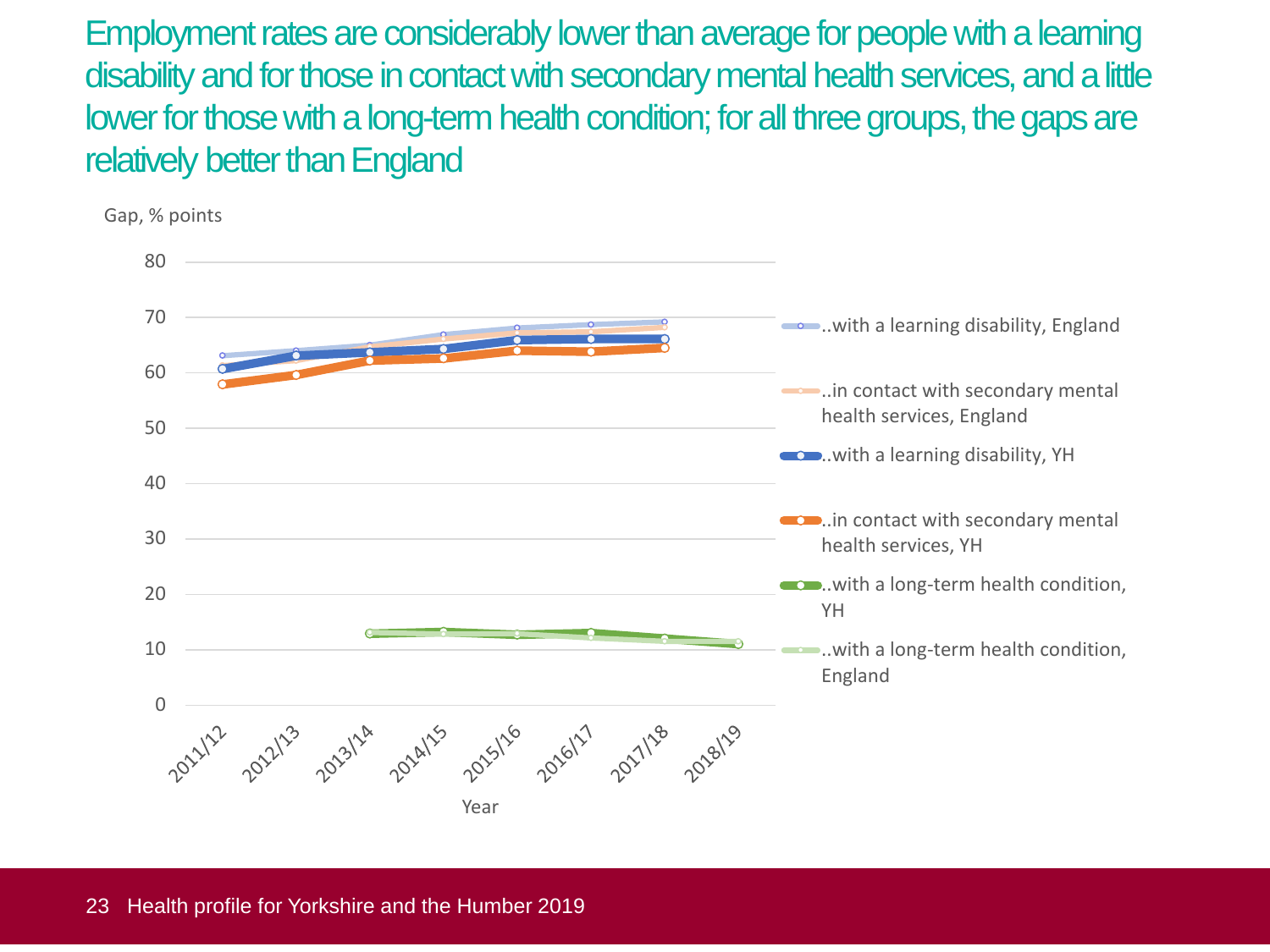# Employment rates are considerably lower than average for people with a learning disability and for those in contact with secondary mental health services, and a little lower for those with a long-term health condition; for all three groups, the gaps are relatively better than England

Gap, % points

80
70
60
50
40
30
20
10
0

2011/12 2012/13 2013/14 2014/15 2015/16 2016/17 2017/18 2018/19

Year

..with a learning disability, England

..in contact with secondary mental health services, England

..with a learning disability, YH

..in contact with secondary mental health services, YH

..with a long-term health condition, YH

..with a long-term health condition, England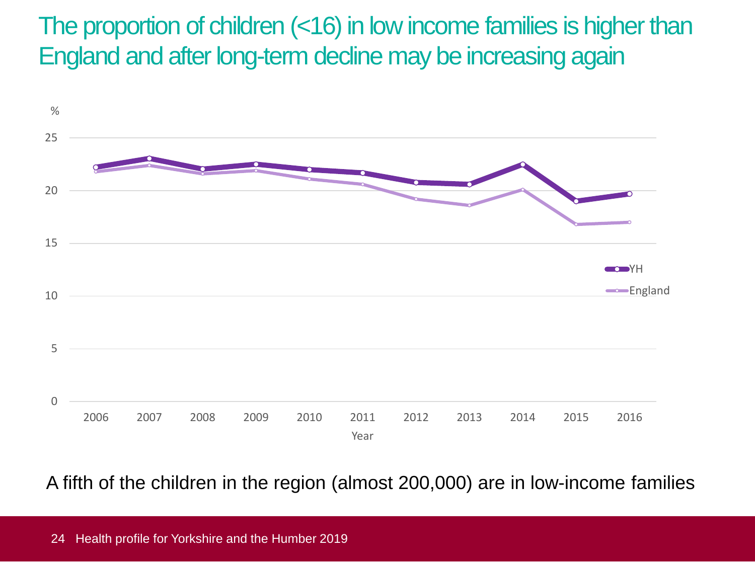# The proportion of children (<16) in low income families is higher than England and after long-term decline may be increasing again

A fifth of the children in the region (almost 200,000) are in low-income families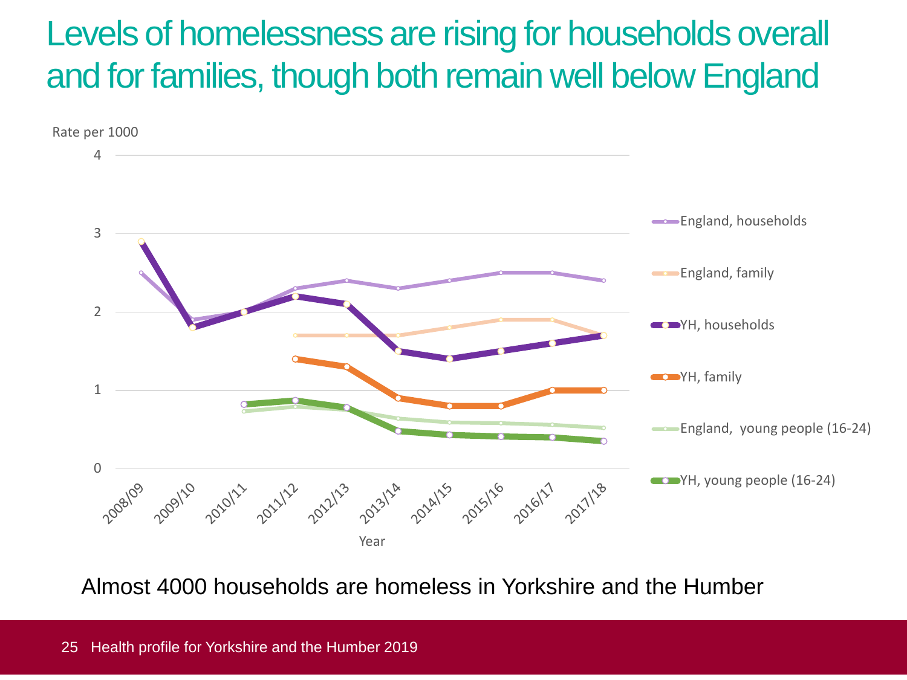# Levels of homelessness are rising for households overall and for families, though both remain well below England

Almost 4000 households are homeless in Yorkshire and the Humber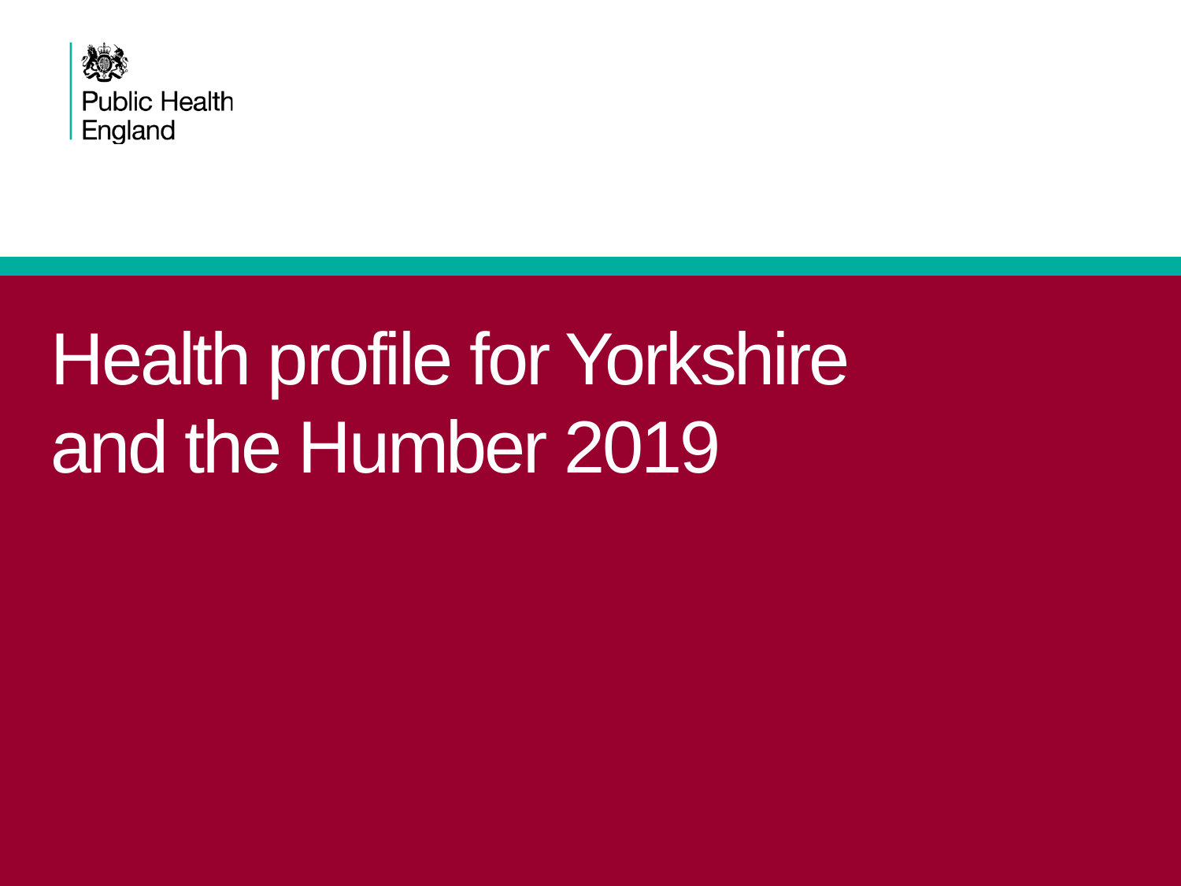Public Health
England

# Health profile for Yorkshire and the Humber 2019